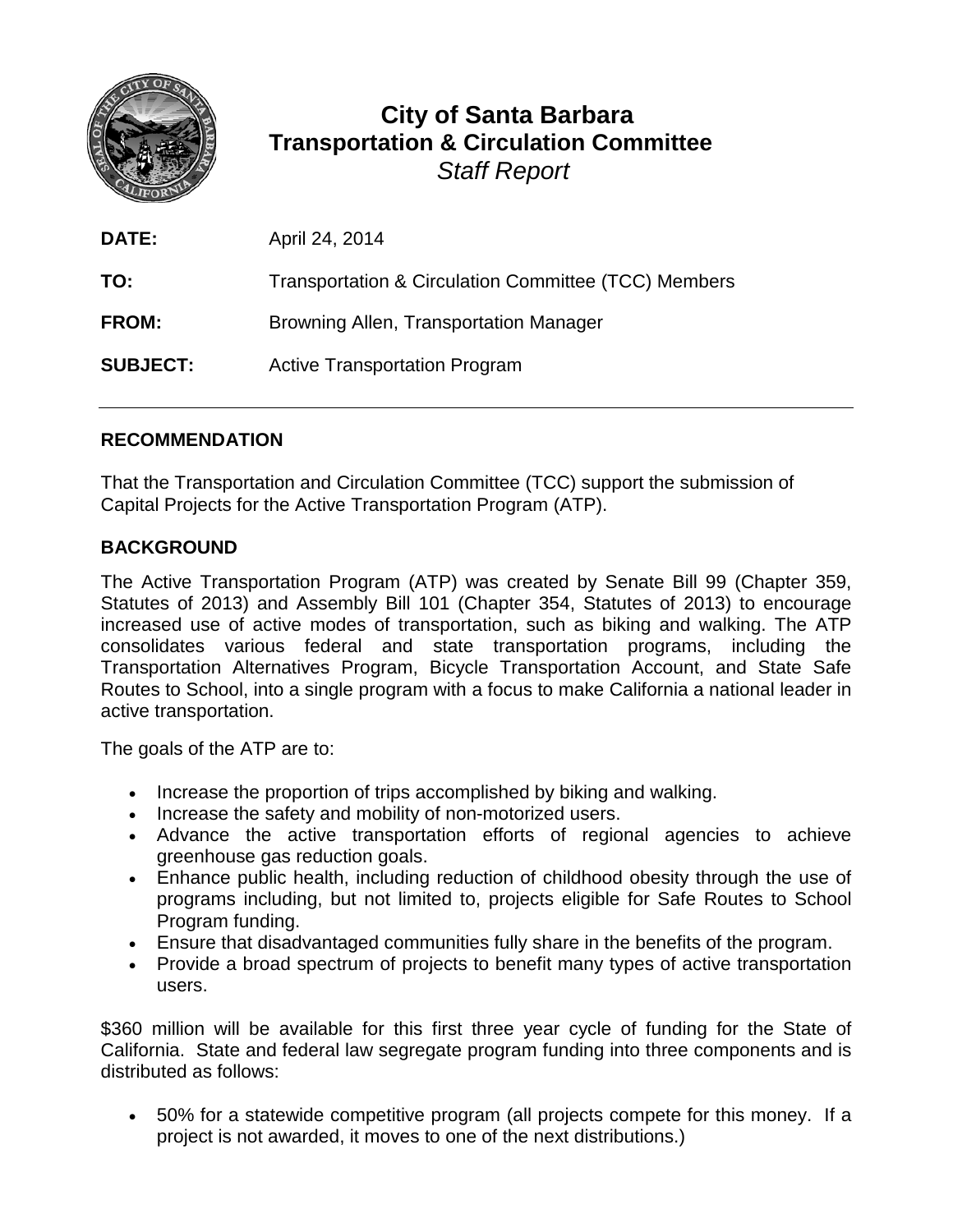# City of Santa Barbara
## Transportation & Circulation Committee
*Staff Report*

**DATE:** April 24, 2014

**TO:** Transportation & Circulation Committee (TCC) Members

**FROM:** Browning Allen, Transportation Manager

**SUBJECT:** Active Transportation Program

---

### RECOMMENDATION

That the Transportation and Circulation Committee (TCC) support the submission of Capital Projects for the Active Transportation Program (ATP).

### BACKGROUND

The Active Transportation Program (ATP) was created by Senate Bill 99 (Chapter 359, Statutes of 2013) and Assembly Bill 101 (Chapter 354, Statutes of 2013) to encourage increased use of active modes of transportation, such as biking and walking. The ATP consolidates various federal and state transportation programs, including the Transportation Alternatives Program, Bicycle Transportation Account, and State Safe Routes to School, into a single program with a focus to make California a national leader in active transportation.

The goals of the ATP are to:

- Increase the proportion of trips accomplished by biking and walking.
- Increase the safety and mobility of non-motorized users.
- Advance the active transportation efforts of regional agencies to achieve greenhouse gas reduction goals.
- Enhance public health, including reduction of childhood obesity through the use of programs including, but not limited to, projects eligible for Safe Routes to School Program funding.
- Ensure that disadvantaged communities fully share in the benefits of the program.
- Provide a broad spectrum of projects to benefit many types of active transportation users.

$360 million will be available for this first three year cycle of funding for the State of California. State and federal law segregate program funding into three components and is distributed as follows:

- 50% for a statewide competitive program (all projects compete for this money. If a project is not awarded, it moves to one of the next distributions.)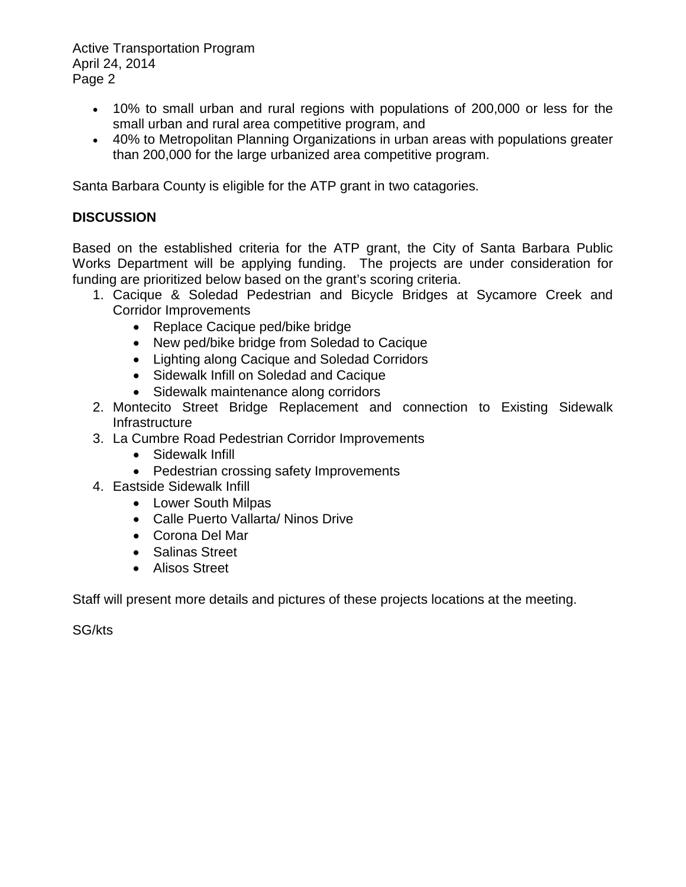- 10% to small urban and rural regions with populations of 200,000 or less for the small urban and rural area competitive program, and
- 40% to Metropolitan Planning Organizations in urban areas with populations greater than 200,000 for the large urbanized area competitive program.

Santa Barbara County is eligible for the ATP grant in two catagories.

**DISCUSSION**

Based on the established criteria for the ATP grant, the City of Santa Barbara Public Works Department will be applying funding. The projects are under consideration for funding are prioritized below based on the grant's scoring criteria.

1. Cacique & Soledad Pedestrian and Bicycle Bridges at Sycamore Creek and Corridor Improvements
   - Replace Cacique ped/bike bridge
   - New ped/bike bridge from Soledad to Cacique
   - Lighting along Cacique and Soledad Corridors
   - Sidewalk Infill on Soledad and Cacique
   - Sidewalk maintenance along corridors
2. Montecito Street Bridge Replacement and connection to Existing Sidewalk Infrastructure
3. La Cumbre Road Pedestrian Corridor Improvements
   - Sidewalk Infill
   - Pedestrian crossing safety Improvements
4. Eastside Sidewalk Infill
   - Lower South Milpas
   - Calle Puerto Vallarta/ Ninos Drive
   - Corona Del Mar
   - Salinas Street
   - Alisos Street

Staff will present more details and pictures of these projects locations at the meeting.

SG/kts